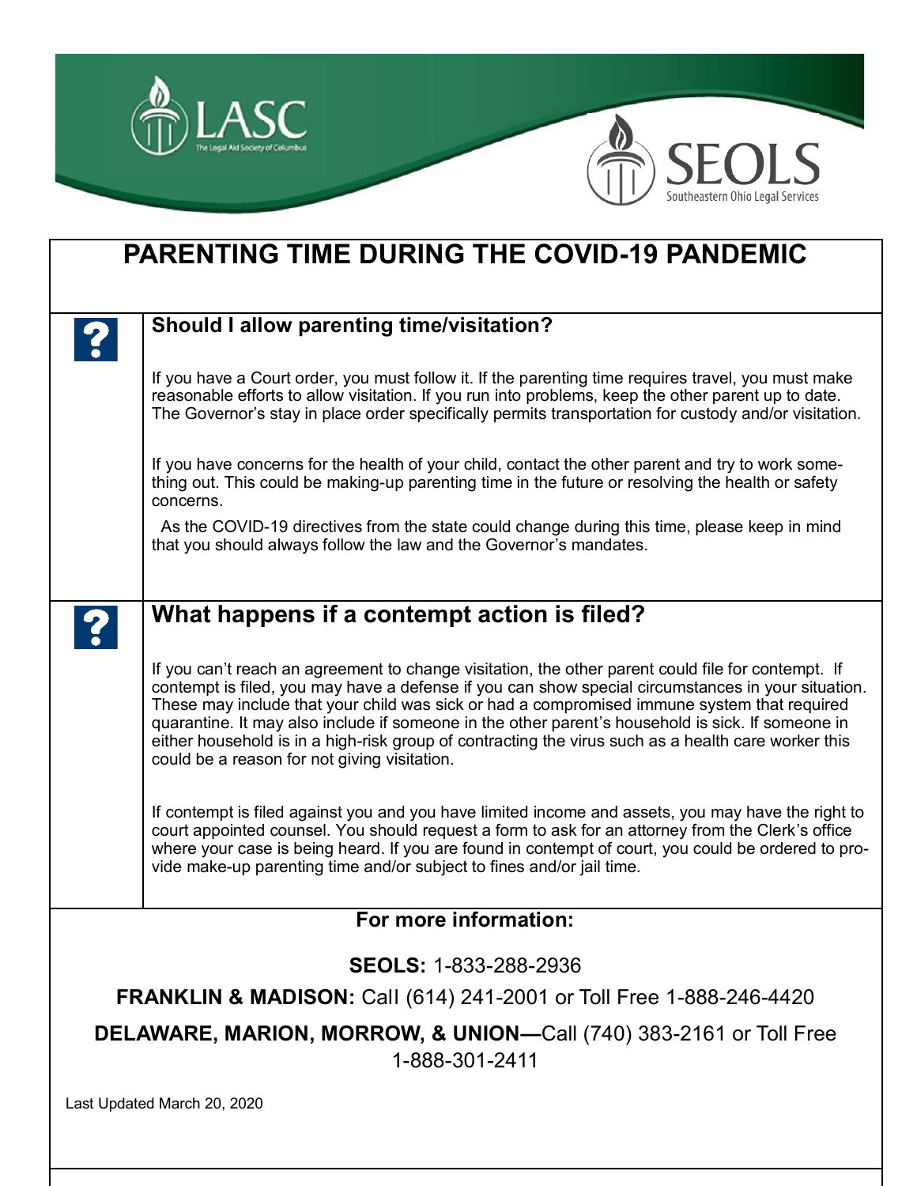LASC
The Legal Aid Society of Columbus

SEOLS
Southeastern Ohio Legal Services

# PARENTING TIME DURING THE COVID-19 PANDEMIC

## Should I allow parenting time/visitation?

If you have a Court order, you must follow it. If the parenting time requires travel, you must make reasonable efforts to allow visitation. If you run into problems, keep the other parent up to date. The Governor's stay in place order specifically permits transportation for custody and/or visitation.

If you have concerns for the health of your child, contact the other parent and try to work something out. This could be making-up parenting time in the future or resolving the health or safety concerns.

As the COVID-19 directives from the state could change during this time, please keep in mind that you should always follow the law and the Governor's mandates.

## What happens if a contempt action is filed?

If you can't reach an agreement to change visitation, the other parent could file for contempt. If contempt is filed, you may have a defense if you can show special circumstances in your situation. These may include that your child was sick or had a compromised immune system that required quarantine. It may also include if someone in the other parent's household is sick. If someone in either household is in a high-risk group of contracting the virus such as a health care worker this could be a reason for not giving visitation.

If contempt is filed against you and you have limited income and assets, you may have the right to court appointed counsel. You should request a form to ask for an attorney from the Clerk's office where your case is being heard. If you are found in contempt of court, you could be ordered to provide make-up parenting time and/or subject to fines and/or jail time.

**For more information:**

**SEOLS:** 1-833-288-2936

**FRANKLIN & MADISON:** Call (614) 241-2001 or Toll Free 1-888-246-4420

**DELAWARE, MARION, MORROW, & UNION—**Call (740) 383-2161 or Toll Free 1-888-301-2411

Last Updated March 20, 2020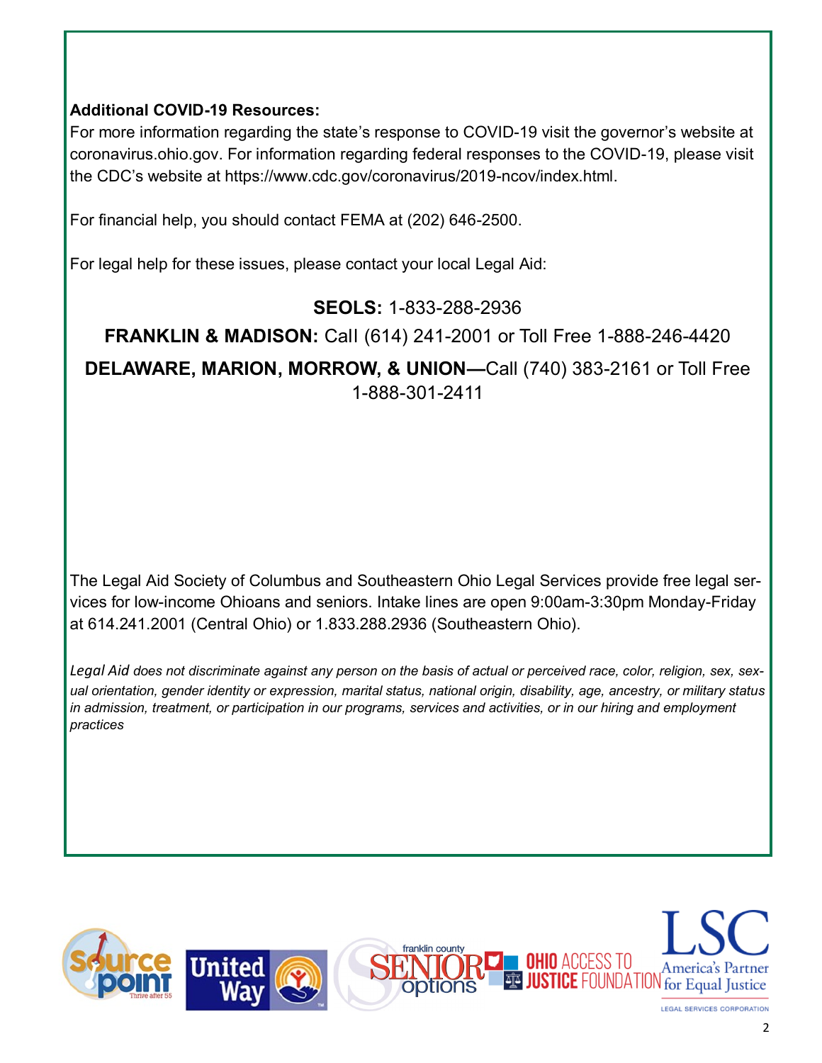**Additional COVID-19 Resources:**

For more information regarding the state's response to COVID-19 visit the governor's website at coronavirus.ohio.gov. For information regarding federal responses to the COVID-19, please visit the CDC's website at https://www.cdc.gov/coronavirus/2019-ncov/index.html.

For financial help, you should contact FEMA at (202) 646-2500.

For legal help for these issues, please contact your local Legal Aid:

**SEOLS:** 1-833-288-2936

**FRANKLIN & MADISON:** Call (614) 241-2001 or Toll Free 1-888-246-4420

**DELAWARE, MARION, MORROW, & UNION—**Call (740) 383-2161 or Toll Free 1-888-301-2411

The Legal Aid Society of Columbus and Southeastern Ohio Legal Services provide free legal services for low-income Ohioans and seniors. Intake lines are open 9:00am-3:30pm Monday-Friday at 614.241.2001 (Central Ohio) or 1.833.288.2936 (Southeastern Ohio).

*Legal Aid does not discriminate against any person on the basis of actual or perceived race, color, religion, sex, sexual orientation, gender identity or expression, marital status, national origin, disability, age, ancestry, or military status in admission, treatment, or participation in our programs, services and activities, or in our hiring and employment practices*

Source point Thrive after 55

United Way

franklin county SENIOR options

OHIO ACCESS TO JUSTICE FOUNDATION

LSC America's Partner for Equal Justice

LEGAL SERVICES CORPORATION